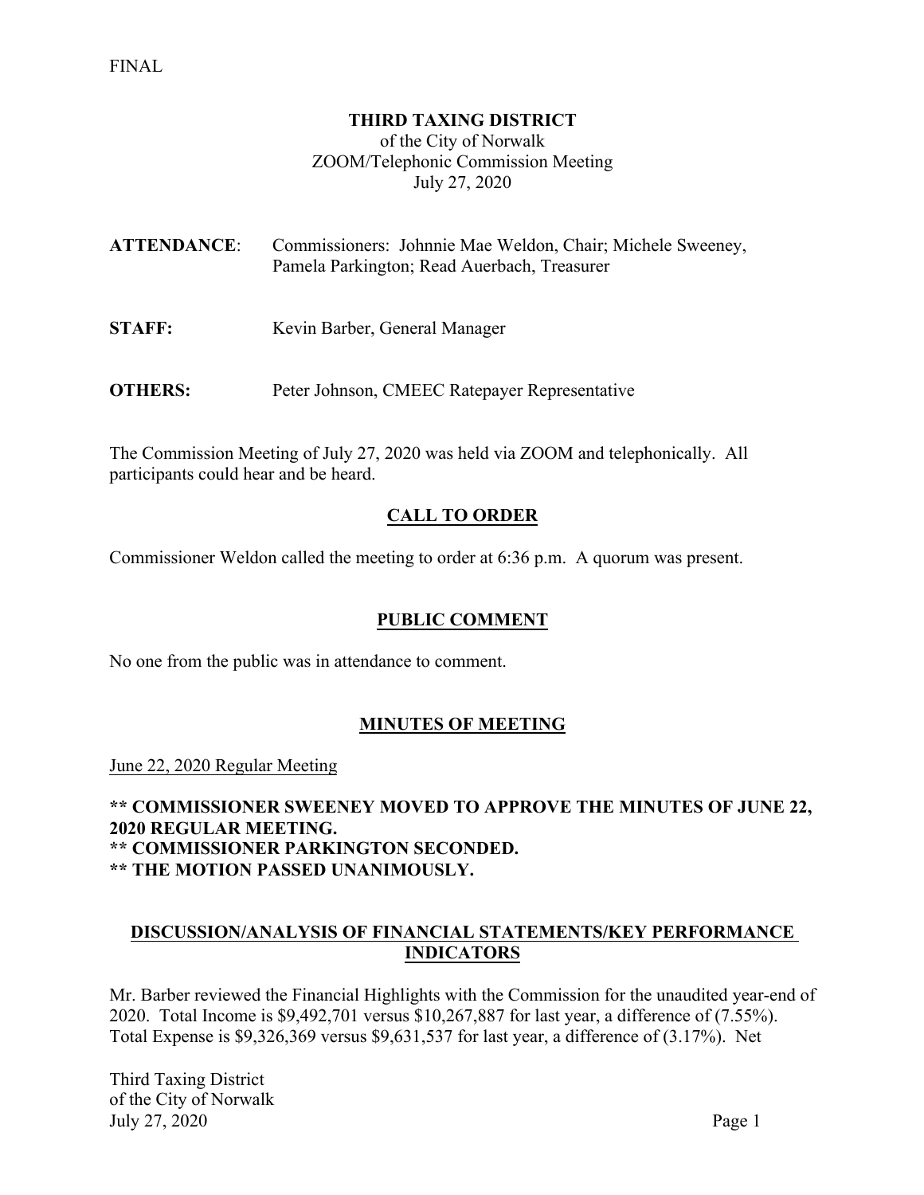FINAL

**THIRD TAXING DISTRICT**
of the City of Norwalk
ZOOM/Telephonic Commission Meeting
July 27, 2020

**ATTENDANCE**: Commissioners: Johnnie Mae Weldon, Chair; Michele Sweeney, Pamela Parkington; Read Auerbach, Treasurer

**STAFF:** Kevin Barber, General Manager

**OTHERS:** Peter Johnson, CMEEC Ratepayer Representative

The Commission Meeting of July 27, 2020 was held via ZOOM and telephonically. All participants could hear and be heard.

## CALL TO ORDER

Commissioner Weldon called the meeting to order at 6:36 p.m. A quorum was present.

## PUBLIC COMMENT

No one from the public was in attendance to comment.

## MINUTES OF MEETING

June 22, 2020 Regular Meeting

**** COMMISSIONER SWEENEY MOVED TO APPROVE THE MINUTES OF JUNE 22, 2020 REGULAR MEETING.**
**** COMMISSIONER PARKINGTON SECONDED.**
**** THE MOTION PASSED UNANIMOUSLY.**

## DISCUSSION/ANALYSIS OF FINANCIAL STATEMENTS/KEY PERFORMANCE INDICATORS

Mr. Barber reviewed the Financial Highlights with the Commission for the unaudited year-end of 2020. Total Income is $9,492,701 versus $10,267,887 for last year, a difference of (7.55%). Total Expense is $9,326,369 versus $9,631,537 for last year, a difference of (3.17%). Net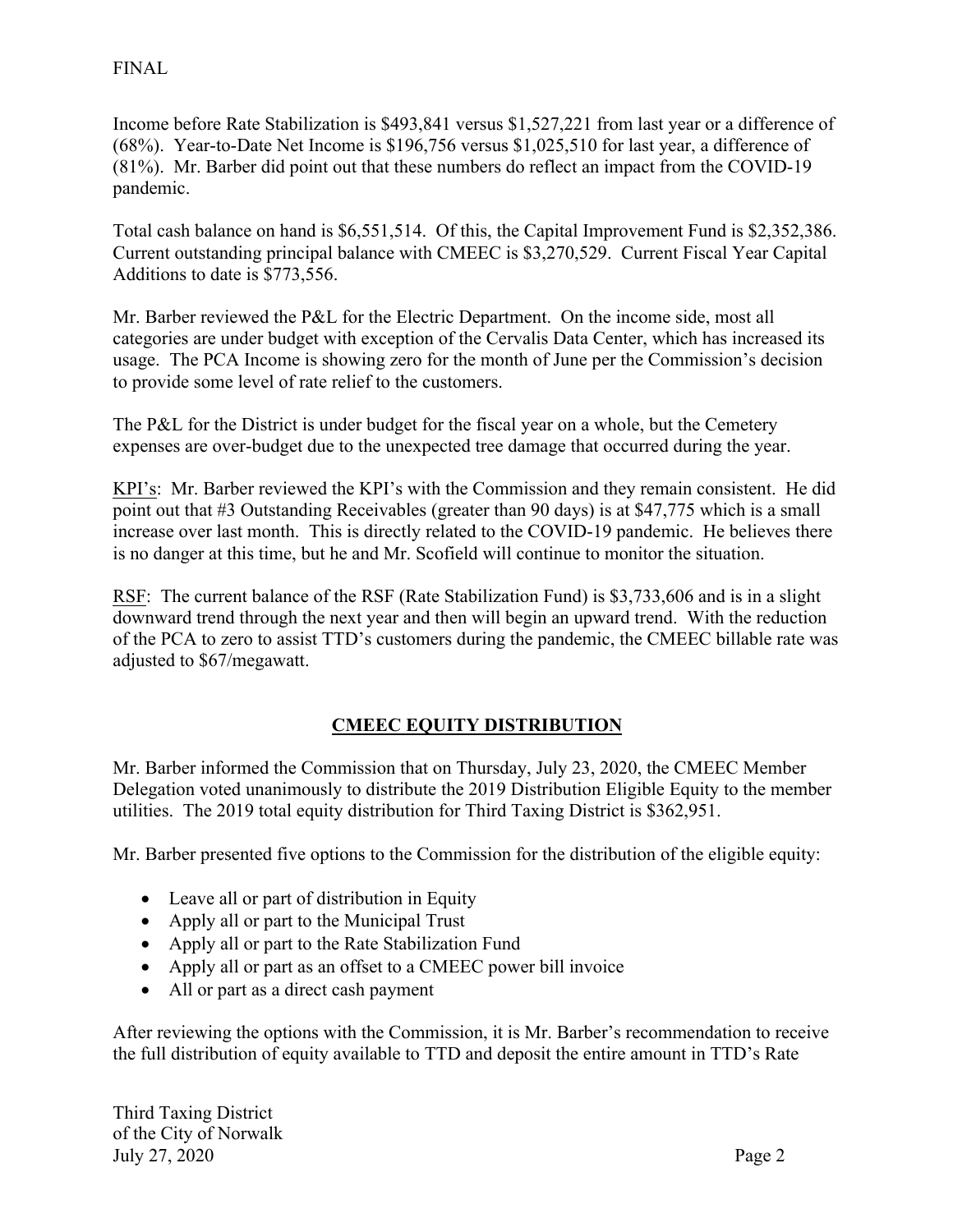FINAL

Income before Rate Stabilization is $493,841 versus $1,527,221 from last year or a difference of (68%). Year-to-Date Net Income is $196,756 versus $1,025,510 for last year, a difference of (81%). Mr. Barber did point out that these numbers do reflect an impact from the COVID-19 pandemic.

Total cash balance on hand is $6,551,514. Of this, the Capital Improvement Fund is $2,352,386. Current outstanding principal balance with CMEEC is $3,270,529. Current Fiscal Year Capital Additions to date is $773,556.

Mr. Barber reviewed the P&L for the Electric Department. On the income side, most all categories are under budget with exception of the Cervalis Data Center, which has increased its usage. The PCA Income is showing zero for the month of June per the Commission's decision to provide some level of rate relief to the customers.

The P&L for the District is under budget for the fiscal year on a whole, but the Cemetery expenses are over-budget due to the unexpected tree damage that occurred during the year.

<u>KPI's</u>: Mr. Barber reviewed the KPI's with the Commission and they remain consistent. He did point out that #3 Outstanding Receivables (greater than 90 days) is at $47,775 which is a small increase over last month. This is directly related to the COVID-19 pandemic. He believes there is no danger at this time, but he and Mr. Scofield will continue to monitor the situation.

<u>RSF</u>: The current balance of the RSF (Rate Stabilization Fund) is $3,733,606 and is in a slight downward trend through the next year and then will begin an upward trend. With the reduction of the PCA to zero to assist TTD's customers during the pandemic, the CMEEC billable rate was adjusted to $67/megawatt.

## CMEEC EQUITY DISTRIBUTION

Mr. Barber informed the Commission that on Thursday, July 23, 2020, the CMEEC Member Delegation voted unanimously to distribute the 2019 Distribution Eligible Equity to the member utilities. The 2019 total equity distribution for Third Taxing District is $362,951.

Mr. Barber presented five options to the Commission for the distribution of the eligible equity:

- Leave all or part of distribution in Equity
- Apply all or part to the Municipal Trust
- Apply all or part to the Rate Stabilization Fund
- Apply all or part as an offset to a CMEEC power bill invoice
- All or part as a direct cash payment

After reviewing the options with the Commission, it is Mr. Barber's recommendation to receive the full distribution of equity available to TTD and deposit the entire amount in TTD's Rate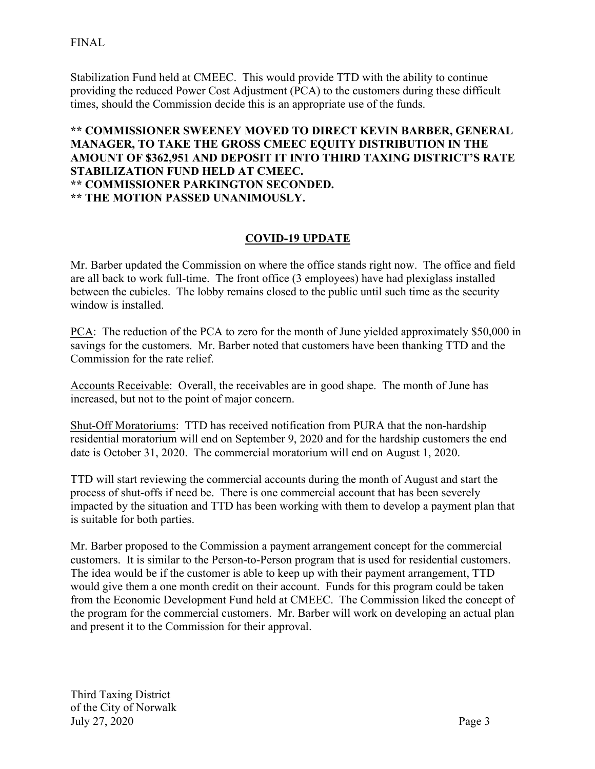Stabilization Fund held at CMEEC. This would provide TTD with the ability to continue providing the reduced Power Cost Adjustment (PCA) to the customers during these difficult times, should the Commission decide this is an appropriate use of the funds.

**** COMMISSIONER SWEENEY MOVED TO DIRECT KEVIN BARBER, GENERAL MANAGER, TO TAKE THE GROSS CMEEC EQUITY DISTRIBUTION IN THE AMOUNT OF $362,951 AND DEPOSIT IT INTO THIRD TAXING DISTRICT'S RATE STABILIZATION FUND HELD AT CMEEC.**
**** COMMISSIONER PARKINGTON SECONDED.**
**** THE MOTION PASSED UNANIMOUSLY.**

## COVID-19 UPDATE

Mr. Barber updated the Commission on where the office stands right now. The office and field are all back to work full-time. The front office (3 employees) have had plexiglass installed between the cubicles. The lobby remains closed to the public until such time as the security window is installed.

PCA: The reduction of the PCA to zero for the month of June yielded approximately $50,000 in savings for the customers. Mr. Barber noted that customers have been thanking TTD and the Commission for the rate relief.

Accounts Receivable: Overall, the receivables are in good shape. The month of June has increased, but not to the point of major concern.

Shut-Off Moratoriums: TTD has received notification from PURA that the non-hardship residential moratorium will end on September 9, 2020 and for the hardship customers the end date is October 31, 2020. The commercial moratorium will end on August 1, 2020.

TTD will start reviewing the commercial accounts during the month of August and start the process of shut-offs if need be. There is one commercial account that has been severely impacted by the situation and TTD has been working with them to develop a payment plan that is suitable for both parties.

Mr. Barber proposed to the Commission a payment arrangement concept for the commercial customers. It is similar to the Person-to-Person program that is used for residential customers. The idea would be if the customer is able to keep up with their payment arrangement, TTD would give them a one month credit on their account. Funds for this program could be taken from the Economic Development Fund held at CMEEC. The Commission liked the concept of the program for the commercial customers. Mr. Barber will work on developing an actual plan and present it to the Commission for their approval.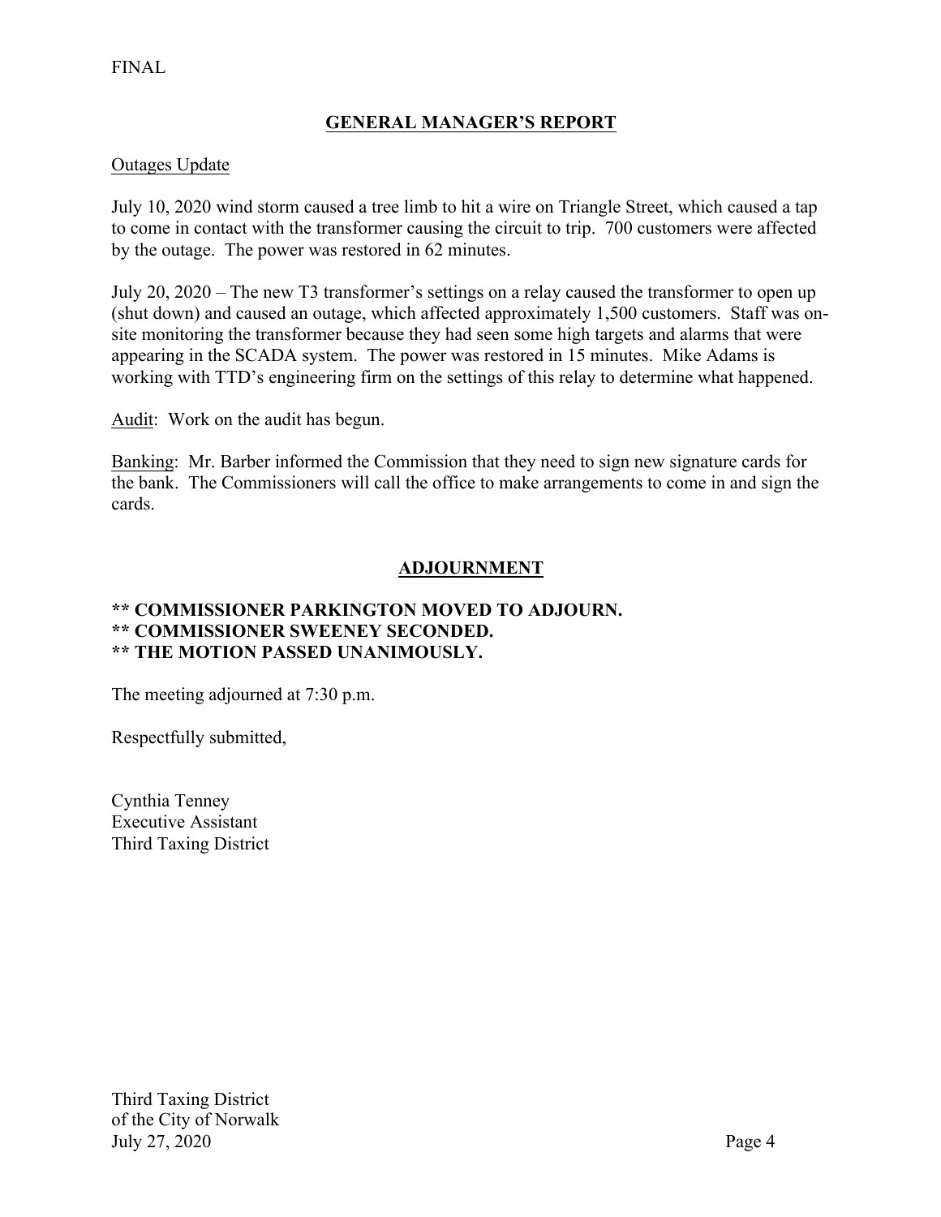FINAL

## GENERAL MANAGER'S REPORT

Outages Update

July 10, 2020 wind storm caused a tree limb to hit a wire on Triangle Street, which caused a tap to come in contact with the transformer causing the circuit to trip. 700 customers were affected by the outage. The power was restored in 62 minutes.

July 20, 2020 – The new T3 transformer's settings on a relay caused the transformer to open up (shut down) and caused an outage, which affected approximately 1,500 customers. Staff was on-site monitoring the transformer because they had seen some high targets and alarms that were appearing in the SCADA system. The power was restored in 15 minutes. Mike Adams is working with TTD's engineering firm on the settings of this relay to determine what happened.

Audit: Work on the audit has begun.

Banking: Mr. Barber informed the Commission that they need to sign new signature cards for the bank. The Commissioners will call the office to make arrangements to come in and sign the cards.

## ADJOURNMENT

**\** COMMISSIONER PARKINGTON MOVED TO ADJOURN.**
**\** COMMISSIONER SWEENEY SECONDED.**
**\** THE MOTION PASSED UNANIMOUSLY.**

The meeting adjourned at 7:30 p.m.

Respectfully submitted,

Cynthia Tenney
Executive Assistant
Third Taxing District

Third Taxing District
of the City of Norwalk
July 27, 2020